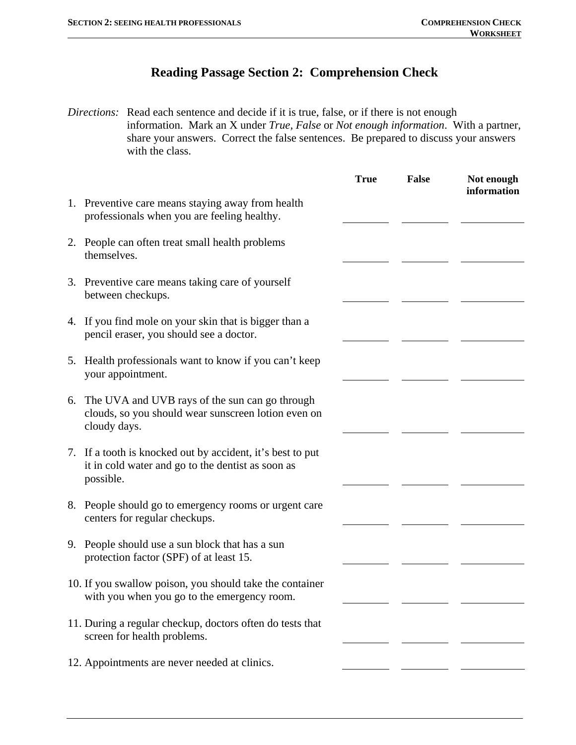# Reading Passage Section 2: Comprehension Check

*Directions:* Read each sentence and decide if it is true, false, or if there is not enough information. Mark an X under *True, False* or *Not enough information*. With a partner, share your answers. Correct the false sentences. Be prepared to discuss your answers with the class.

| | True | False | Not enough information |
|---|---|---|---|
| 1. Preventive care means staying away from health professionals when you are feeling healthy. | ______ | ______ | ______ |
| 2. People can often treat small health problems themselves. | ______ | ______ | ______ |
| 3. Preventive care means taking care of yourself between checkups. | ______ | ______ | ______ |
| 4. If you find mole on your skin that is bigger than a pencil eraser, you should see a doctor. | ______ | ______ | ______ |
| 5. Health professionals want to know if you can't keep your appointment. | ______ | ______ | ______ |
| 6. The UVA and UVB rays of the sun can go through clouds, so you should wear sunscreen lotion even on cloudy days. | ______ | ______ | ______ |
| 7. If a tooth is knocked out by accident, it's best to put it in cold water and go to the dentist as soon as possible. | ______ | ______ | ______ |
| 8. People should go to emergency rooms or urgent care centers for regular checkups. | ______ | ______ | ______ |
| 9. People should use a sun block that has a sun protection factor (SPF) of at least 15. | ______ | ______ | ______ |
| 10. If you swallow poison, you should take the container with you when you go to the emergency room. | ______ | ______ | ______ |
| 11. During a regular checkup, doctors often do tests that screen for health problems. | ______ | ______ | ______ |
| 12. Appointments are never needed at clinics. | ______ | ______ | ______ |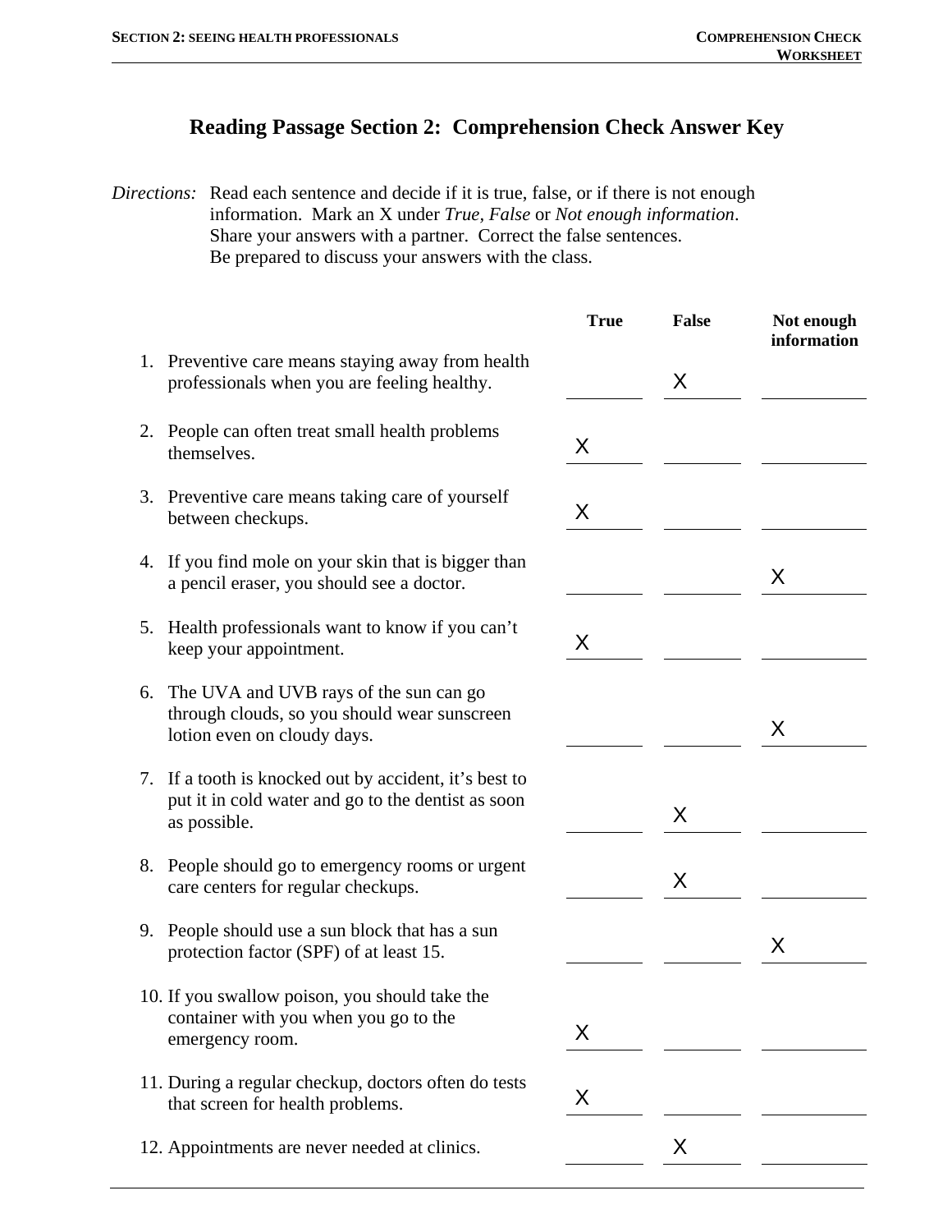# Reading Passage Section 2: Comprehension Check Answer Key

*Directions:* Read each sentence and decide if it is true, false, or if there is not enough information. Mark an X under *True, False* or *Not enough information*. Share your answers with a partner. Correct the false sentences. Be prepared to discuss your answers with the class.

| | True | False | Not enough information |
|---|---|---|---|
| 1. Preventive care means staying away from health professionals when you are feeling healthy. | | X | |
| 2. People can often treat small health problems themselves. | X | | |
| 3. Preventive care means taking care of yourself between checkups. | X | | |
| 4. If you find mole on your skin that is bigger than a pencil eraser, you should see a doctor. | | | X |
| 5. Health professionals want to know if you can't keep your appointment. | X | | |
| 6. The UVA and UVB rays of the sun can go through clouds, so you should wear sunscreen lotion even on cloudy days. | | | X |
| 7. If a tooth is knocked out by accident, it's best to put it in cold water and go to the dentist as soon as possible. | | X | |
| 8. People should go to emergency rooms or urgent care centers for regular checkups. | | X | |
| 9. People should use a sun block that has a sun protection factor (SPF) of at least 15. | | | X |
| 10. If you swallow poison, you should take the container with you when you go to the emergency room. | X | | |
| 11. During a regular checkup, doctors often do tests that screen for health problems. | X | | |
| 12. Appointments are never needed at clinics. | | X | |